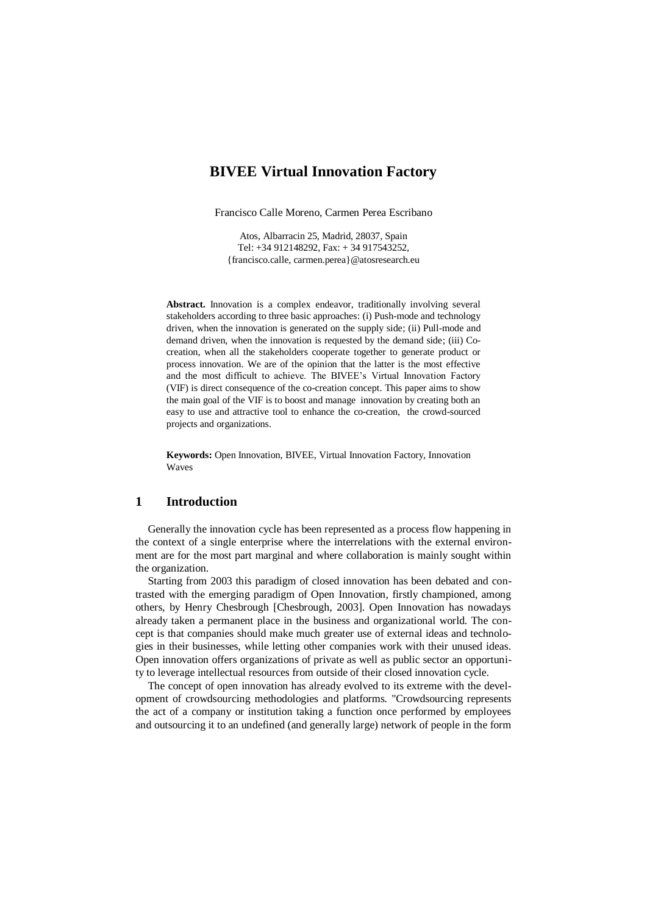# BIVEE Virtual Innovation Factory

Francisco Calle Moreno, Carmen Perea Escribano

Atos, Albarracin 25, Madrid, 28037, Spain
Tel: +34 912148292, Fax: + 34 917543252,
{francisco.calle, carmen.perea}@atosresearch.eu

**Abstract.** Innovation is a complex endeavor, traditionally involving several stakeholders according to three basic approaches: (i) Push-mode and technology driven, when the innovation is generated on the supply side; (ii) Pull-mode and demand driven, when the innovation is requested by the demand side; (iii) Co-creation, when all the stakeholders cooperate together to generate product or process innovation. We are of the opinion that the latter is the most effective and the most difficult to achieve. The BIVEE's Virtual Innovation Factory (VIF) is direct consequence of the co-creation concept. This paper aims to show the main goal of the VIF is to boost and manage innovation by creating both an easy to use and attractive tool to enhance the co-creation, the crowd-sourced projects and organizations.

**Keywords:** Open Innovation, BIVEE, Virtual Innovation Factory, Innovation Waves

## 1 Introduction

Generally the innovation cycle has been represented as a process flow happening in the context of a single enterprise where the interrelations with the external environment are for the most part marginal and where collaboration is mainly sought within the organization.

Starting from 2003 this paradigm of closed innovation has been debated and contrasted with the emerging paradigm of Open Innovation, firstly championed, among others, by Henry Chesbrough [Chesbrough, 2003]. Open Innovation has nowadays already taken a permanent place in the business and organizational world. The concept is that companies should make much greater use of external ideas and technologies in their businesses, while letting other companies work with their unused ideas. Open innovation offers organizations of private as well as public sector an opportunity to leverage intellectual resources from outside of their closed innovation cycle.

The concept of open innovation has already evolved to its extreme with the development of crowdsourcing methodologies and platforms. "Crowdsourcing represents the act of a company or institution taking a function once performed by employees and outsourcing it to an undefined (and generally large) network of people in the form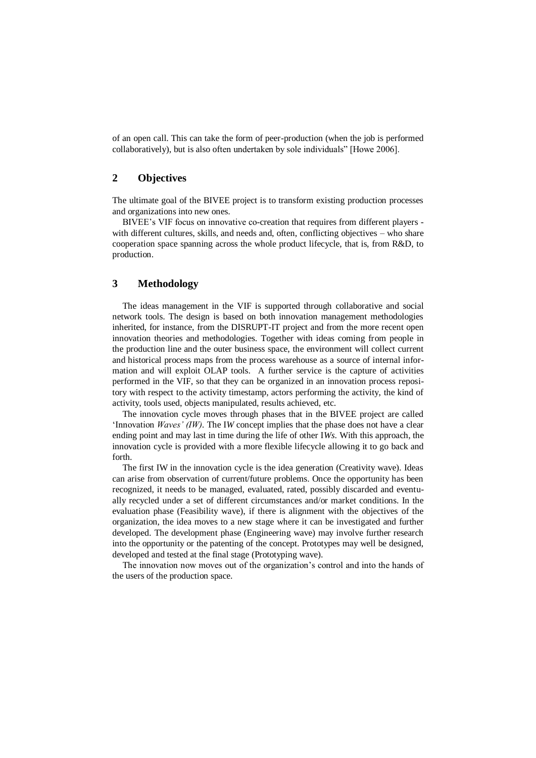of an open call. This can take the form of peer-production (when the job is performed collaboratively), but is also often undertaken by sole individuals" [Howe 2006].

## 2 Objectives

The ultimate goal of the BIVEE project is to transform existing production processes and organizations into new ones.

BIVEE's VIF focus on innovative co-creation that requires from different players - with different cultures, skills, and needs and, often, conflicting objectives – who share cooperation space spanning across the whole product lifecycle, that is, from R&D, to production.

## 3 Methodology

The ideas management in the VIF is supported through collaborative and social network tools. The design is based on both innovation management methodologies inherited, for instance, from the DISRUPT-IT project and from the more recent open innovation theories and methodologies. Together with ideas coming from people in the production line and the outer business space, the environment will collect current and historical process maps from the process warehouse as a source of internal information and will exploit OLAP tools. A further service is the capture of activities performed in the VIF, so that they can be organized in an innovation process repository with respect to the activity timestamp, actors performing the activity, the kind of activity, tools used, objects manipulated, results achieved, etc.

The innovation cycle moves through phases that in the BIVEE project are called 'Innovation *Waves' (IW)*. The I*W* concept implies that the phase does not have a clear ending point and may last in time during the life of other I*Ws*. With this approach, the innovation cycle is provided with a more flexible lifecycle allowing it to go back and forth.

The first IW in the innovation cycle is the idea generation (Creativity wave). Ideas can arise from observation of current/future problems. Once the opportunity has been recognized, it needs to be managed, evaluated, rated, possibly discarded and eventually recycled under a set of different circumstances and/or market conditions. In the evaluation phase (Feasibility wave), if there is alignment with the objectives of the organization, the idea moves to a new stage where it can be investigated and further developed. The development phase (Engineering wave) may involve further research into the opportunity or the patenting of the concept. Prototypes may well be designed, developed and tested at the final stage (Prototyping wave).

The innovation now moves out of the organization's control and into the hands of the users of the production space.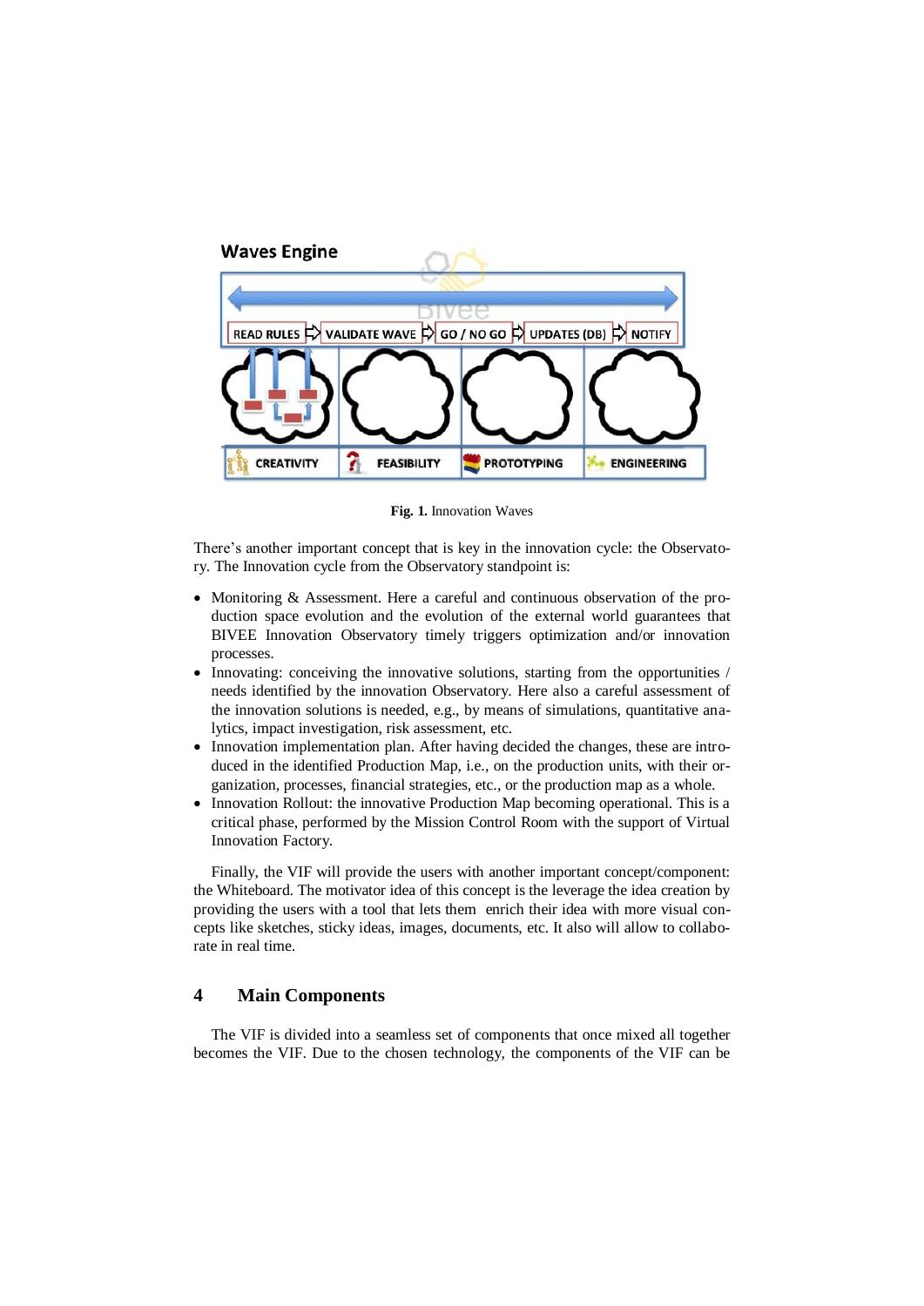**Fig. 1.** Innovation Waves

There's another important concept that is key in the innovation cycle: the Observatory. The Innovation cycle from the Observatory standpoint is:

- Monitoring & Assessment. Here a careful and continuous observation of the production space evolution and the evolution of the external world guarantees that BIVEE Innovation Observatory timely triggers optimization and/or innovation processes.
- Innovating: conceiving the innovative solutions, starting from the opportunities / needs identified by the innovation Observatory. Here also a careful assessment of the innovation solutions is needed, e.g., by means of simulations, quantitative analytics, impact investigation, risk assessment, etc.
- Innovation implementation plan. After having decided the changes, these are introduced in the identified Production Map, i.e., on the production units, with their organization, processes, financial strategies, etc., or the production map as a whole.
- Innovation Rollout: the innovative Production Map becoming operational. This is a critical phase, performed by the Mission Control Room with the support of Virtual Innovation Factory.

Finally, the VIF will provide the users with another important concept/component: the Whiteboard. The motivator idea of this concept is the leverage the idea creation by providing the users with a tool that lets them enrich their idea with more visual concepts like sketches, sticky ideas, images, documents, etc. It also will allow to collaborate in real time.

## 4 Main Components

The VIF is divided into a seamless set of components that once mixed all together becomes the VIF. Due to the chosen technology, the components of the VIF can be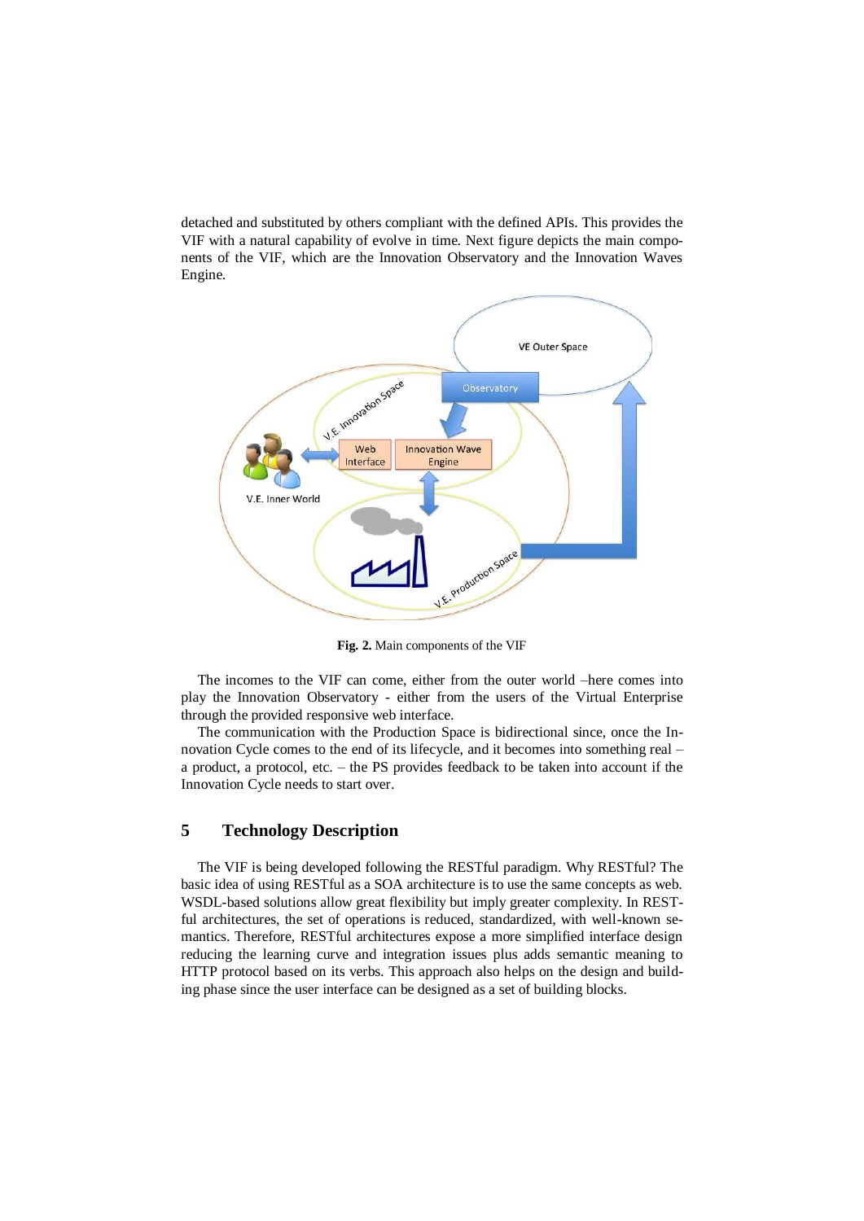detached and substituted by others compliant with the defined APIs. This provides the VIF with a natural capability of evolve in time. Next figure depicts the main components of the VIF, which are the Innovation Observatory and the Innovation Waves Engine.

**Fig. 2.** Main components of the VIF

The incomes to the VIF can come, either from the outer world –here comes into play the Innovation Observatory - either from the users of the Virtual Enterprise through the provided responsive web interface.

The communication with the Production Space is bidirectional since, once the Innovation Cycle comes to the end of its lifecycle, and it becomes into something real – a product, a protocol, etc. – the PS provides feedback to be taken into account if the Innovation Cycle needs to start over.

## 5 Technology Description

The VIF is being developed following the RESTful paradigm. Why RESTful? The basic idea of using RESTful as a SOA architecture is to use the same concepts as web. WSDL-based solutions allow great flexibility but imply greater complexity. In RESTful architectures, the set of operations is reduced, standardized, with well-known semantics. Therefore, RESTful architectures expose a more simplified interface design reducing the learning curve and integration issues plus adds semantic meaning to HTTP protocol based on its verbs. This approach also helps on the design and building phase since the user interface can be designed as a set of building blocks.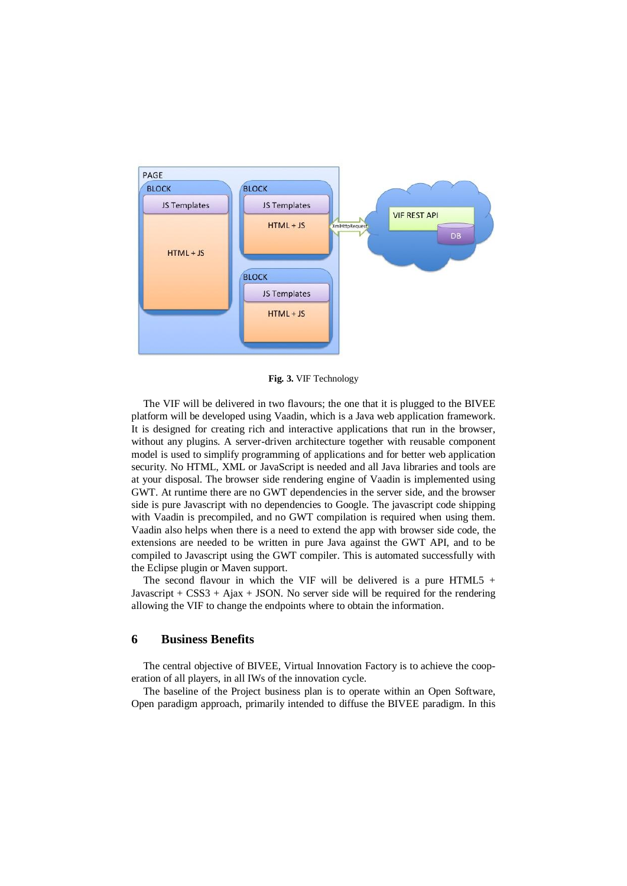**Fig. 3.** VIF Technology

The VIF will be delivered in two flavours; the one that it is plugged to the BIVEE platform will be developed using Vaadin, which is a Java web application framework. It is designed for creating rich and interactive applications that run in the browser, without any plugins. A server-driven architecture together with reusable component model is used to simplify programming of applications and for better web application security. No HTML, XML or JavaScript is needed and all Java libraries and tools are at your disposal. The browser side rendering engine of Vaadin is implemented using GWT. At runtime there are no GWT dependencies in the server side, and the browser side is pure Javascript with no dependencies to Google. The javascript code shipping with Vaadin is precompiled, and no GWT compilation is required when using them. Vaadin also helps when there is a need to extend the app with browser side code, the extensions are needed to be written in pure Java against the GWT API, and to be compiled to Javascript using the GWT compiler. This is automated successfully with the Eclipse plugin or Maven support.

The second flavour in which the VIF will be delivered is a pure HTML5 + Javascript + CSS3 + Ajax + JSON. No server side will be required for the rendering allowing the VIF to change the endpoints where to obtain the information.

## 6 Business Benefits

The central objective of BIVEE, Virtual Innovation Factory is to achieve the cooperation of all players, in all IWs of the innovation cycle.

The baseline of the Project business plan is to operate within an Open Software, Open paradigm approach, primarily intended to diffuse the BIVEE paradigm. In this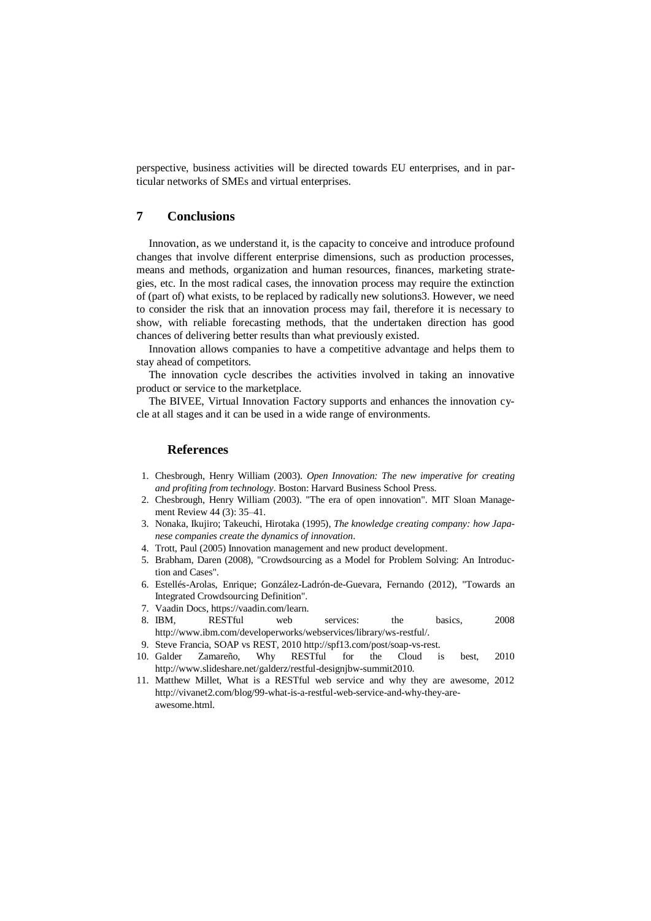perspective, business activities will be directed towards EU enterprises, and in particular networks of SMEs and virtual enterprises.

## 7 Conclusions

Innovation, as we understand it, is the capacity to conceive and introduce profound changes that involve different enterprise dimensions, such as production processes, means and methods, organization and human resources, finances, marketing strategies, etc. In the most radical cases, the innovation process may require the extinction of (part of) what exists, to be replaced by radically new solutions3. However, we need to consider the risk that an innovation process may fail, therefore it is necessary to show, with reliable forecasting methods, that the undertaken direction has good chances of delivering better results than what previously existed.

Innovation allows companies to have a competitive advantage and helps them to stay ahead of competitors.

The innovation cycle describes the activities involved in taking an innovative product or service to the marketplace.

The BIVEE, Virtual Innovation Factory supports and enhances the innovation cycle at all stages and it can be used in a wide range of environments.

## References

1. Chesbrough, Henry William (2003). *Open Innovation: The new imperative for creating and profiting from technology*. Boston: Harvard Business School Press.
2. Chesbrough, Henry William (2003). "The era of open innovation". MIT Sloan Management Review 44 (3): 35–41.
3. Nonaka, Ikujiro; Takeuchi, Hirotaka (1995), *The knowledge creating company: how Japanese companies create the dynamics of innovation*.
4. Trott, Paul (2005) Innovation management and new product development.
5. Brabham, Daren (2008), "Crowdsourcing as a Model for Problem Solving: An Introduction and Cases".
6. Estellés-Arolas, Enrique; González-Ladrón-de-Guevara, Fernando (2012), "Towards an Integrated Crowdsourcing Definition".
7. Vaadin Docs, https://vaadin.com/learn.
8. IBM, RESTful web services: the basics, 2008 http://www.ibm.com/developerworks/webservices/library/ws-restful/.
9. Steve Francia, SOAP vs REST, 2010 http://spf13.com/post/soap-vs-rest.
10. Galder Zamareño, Why RESTful for the Cloud is best, 2010 http://www.slideshare.net/galderz/restful-designjbw-summit2010.
11. Matthew Millet, What is a RESTful web service and why they are awesome, 2012 http://vivanet2.com/blog/99-what-is-a-restful-web-service-and-why-they-are-awesome.html.